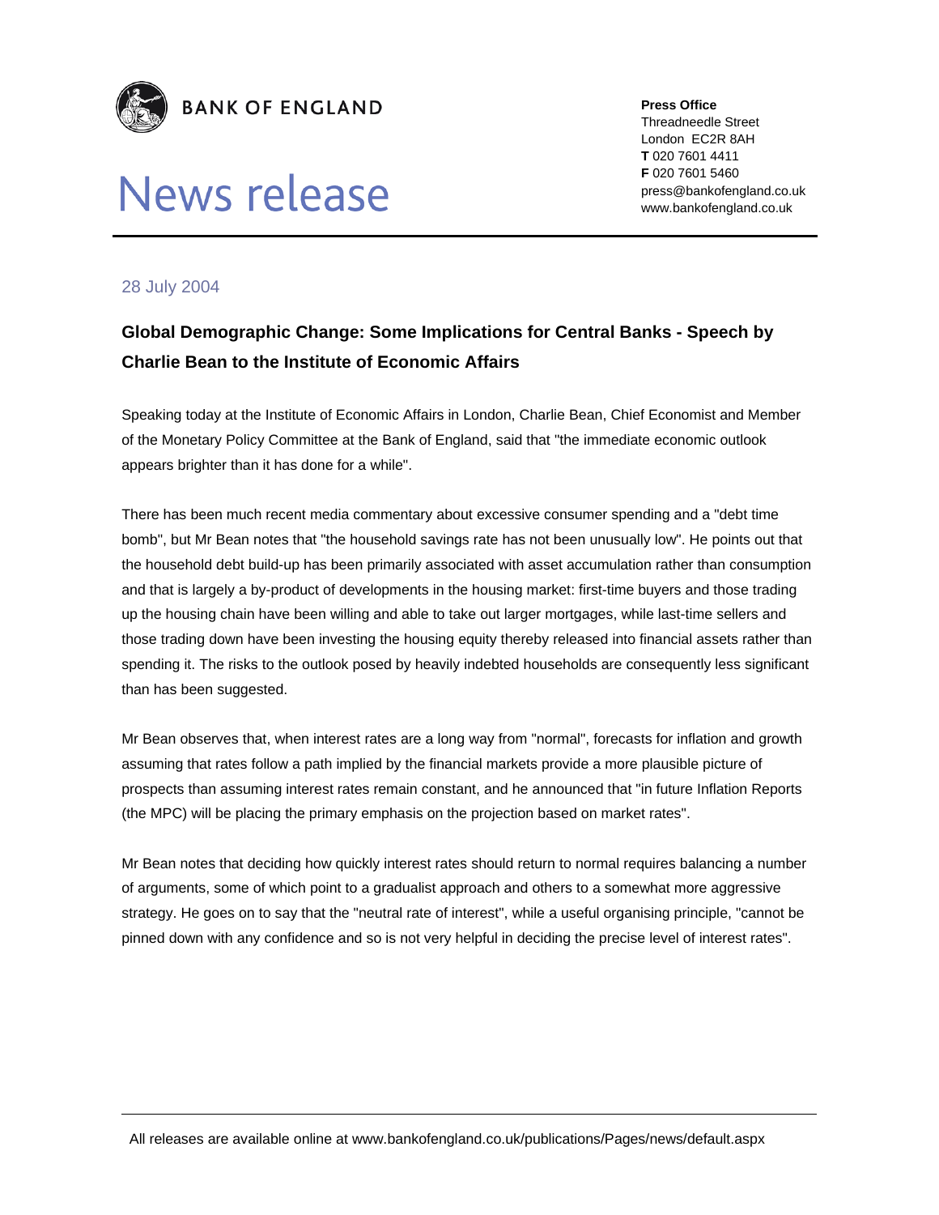**BANK OF ENGLAND**

# News release

**Press Office**
Threadneedle Street
London EC2R 8AH
**T** 020 7601 4411
**F** 020 7601 5460
press@bankofengland.co.uk
www.bankofengland.co.uk

28 July 2004

## Global Demographic Change: Some Implications for Central Banks - Speech by Charlie Bean to the Institute of Economic Affairs

Speaking today at the Institute of Economic Affairs in London, Charlie Bean, Chief Economist and Member of the Monetary Policy Committee at the Bank of England, said that "the immediate economic outlook appears brighter than it has done for a while".

There has been much recent media commentary about excessive consumer spending and a "debt time bomb", but Mr Bean notes that "the household savings rate has not been unusually low". He points out that the household debt build-up has been primarily associated with asset accumulation rather than consumption and that is largely a by-product of developments in the housing market: first-time buyers and those trading up the housing chain have been willing and able to take out larger mortgages, while last-time sellers and those trading down have been investing the housing equity thereby released into financial assets rather than spending it. The risks to the outlook posed by heavily indebted households are consequently less significant than has been suggested.

Mr Bean observes that, when interest rates are a long way from "normal", forecasts for inflation and growth assuming that rates follow a path implied by the financial markets provide a more plausible picture of prospects than assuming interest rates remain constant, and he announced that "in future Inflation Reports (the MPC) will be placing the primary emphasis on the projection based on market rates".

Mr Bean notes that deciding how quickly interest rates should return to normal requires balancing a number of arguments, some of which point to a gradualist approach and others to a somewhat more aggressive strategy. He goes on to say that the "neutral rate of interest", while a useful organising principle, "cannot be pinned down with any confidence and so is not very helpful in deciding the precise level of interest rates".

All releases are available online at www.bankofengland.co.uk/publications/Pages/news/default.aspx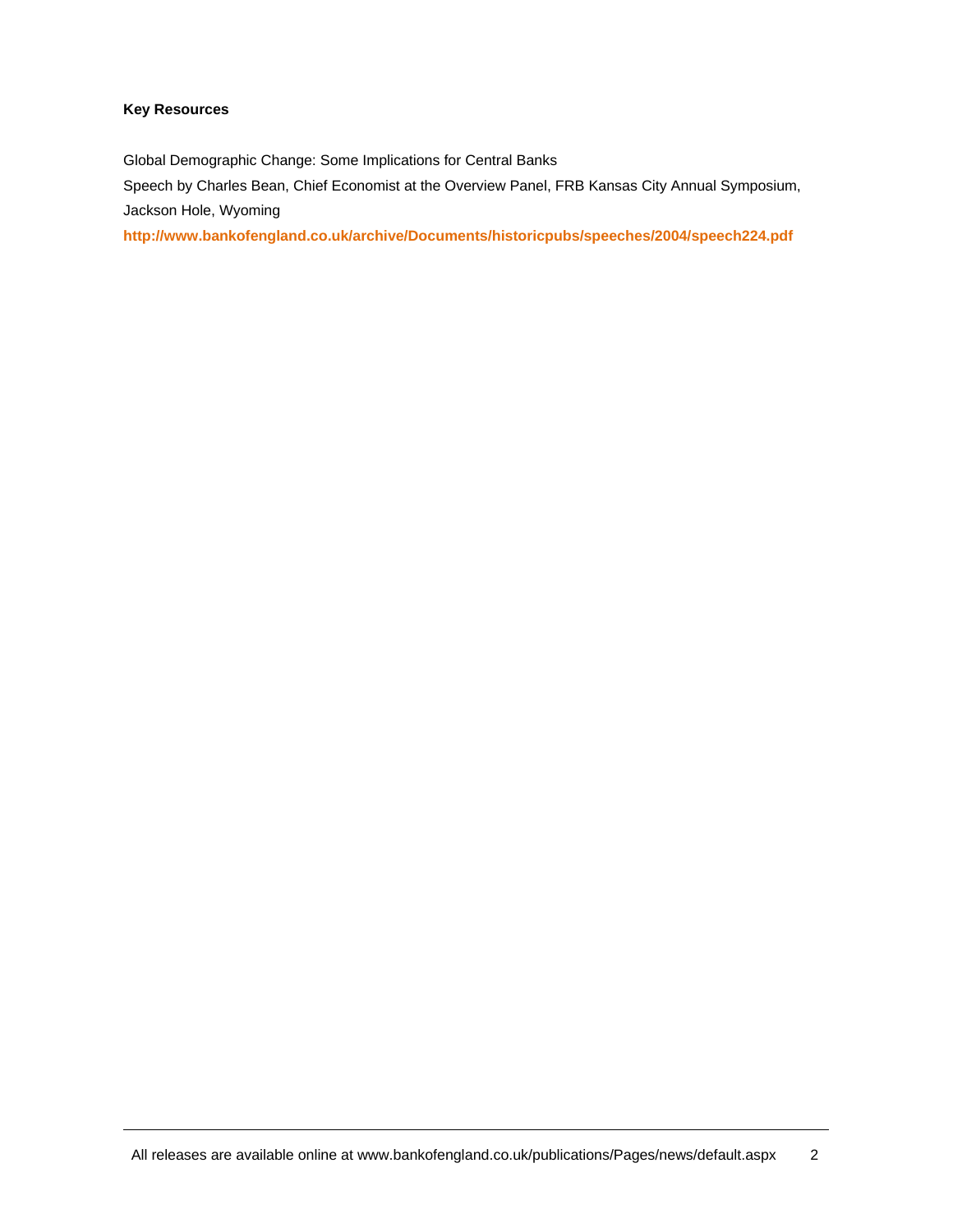**Key Resources**

Global Demographic Change: Some Implications for Central Banks

Speech by Charles Bean, Chief Economist at the Overview Panel, FRB Kansas City Annual Symposium, Jackson Hole, Wyoming

**http://www.bankofengland.co.uk/archive/Documents/historicpubs/speeches/2004/speech224.pdf**